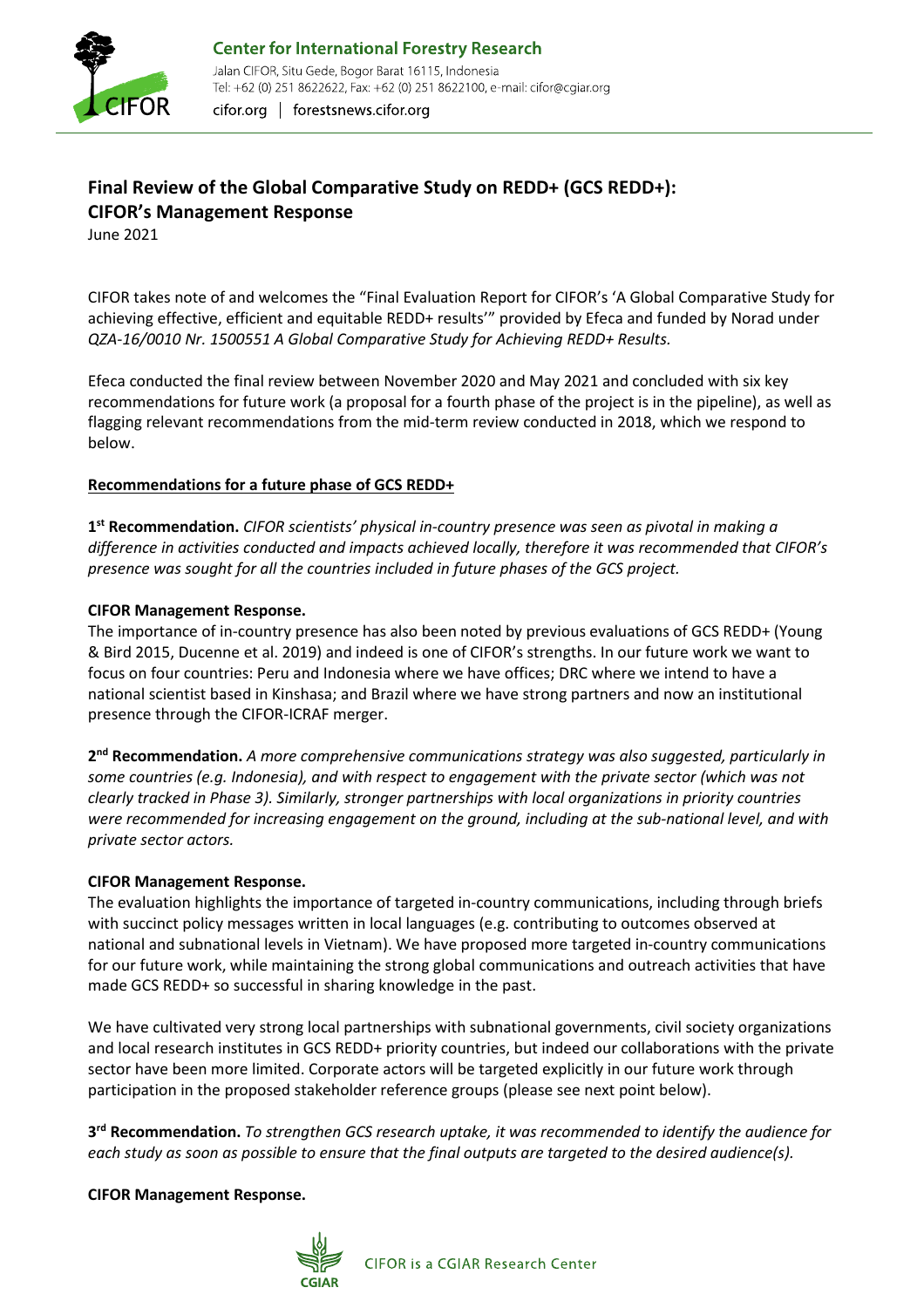**Center for International Forestry Research**

Jalan CIFOR, Situ Gede, Bogor Barat 16115, Indonesia
Tel: +62 (0) 251 8622622, Fax: +62 (0) 251 8622100, e-mail: cifor@cgiar.org
cifor.org | forestsnews.cifor.org

# Final Review of the Global Comparative Study on REDD+ (GCS REDD+): CIFOR's Management Response

June 2021

CIFOR takes note of and welcomes the "Final Evaluation Report for CIFOR's 'A Global Comparative Study for achieving effective, efficient and equitable REDD+ results'" provided by Efeca and funded by Norad under *QZA-16/0010 Nr. 1500551 A Global Comparative Study for Achieving REDD+ Results.*

Efeca conducted the final review between November 2020 and May 2021 and concluded with six key recommendations for future work (a proposal for a fourth phase of the project is in the pipeline), as well as flagging relevant recommendations from the mid-term review conducted in 2018, which we respond to below.

## Recommendations for a future phase of GCS REDD+

**1st Recommendation.** *CIFOR scientists' physical in-country presence was seen as pivotal in making a difference in activities conducted and impacts achieved locally, therefore it was recommended that CIFOR's presence was sought for all the countries included in future phases of the GCS project.*

**CIFOR Management Response.**
The importance of in-country presence has also been noted by previous evaluations of GCS REDD+ (Young & Bird 2015, Ducenne et al. 2019) and indeed is one of CIFOR's strengths. In our future work we want to focus on four countries: Peru and Indonesia where we have offices; DRC where we intend to have a national scientist based in Kinshasa; and Brazil where we have strong partners and now an institutional presence through the CIFOR-ICRAF merger.

**2nd Recommendation.** *A more comprehensive communications strategy was also suggested, particularly in some countries (e.g. Indonesia), and with respect to engagement with the private sector (which was not clearly tracked in Phase 3). Similarly, stronger partnerships with local organizations in priority countries were recommended for increasing engagement on the ground, including at the sub-national level, and with private sector actors.*

**CIFOR Management Response.**
The evaluation highlights the importance of targeted in-country communications, including through briefs with succinct policy messages written in local languages (e.g. contributing to outcomes observed at national and subnational levels in Vietnam). We have proposed more targeted in-country communications for our future work, while maintaining the strong global communications and outreach activities that have made GCS REDD+ so successful in sharing knowledge in the past.

We have cultivated very strong local partnerships with subnational governments, civil society organizations and local research institutes in GCS REDD+ priority countries, but indeed our collaborations with the private sector have been more limited. Corporate actors will be targeted explicitly in our future work through participation in the proposed stakeholder reference groups (please see next point below).

**3rd Recommendation.** *To strengthen GCS research uptake, it was recommended to identify the audience for each study as soon as possible to ensure that the final outputs are targeted to the desired audience(s).*

**CIFOR Management Response.**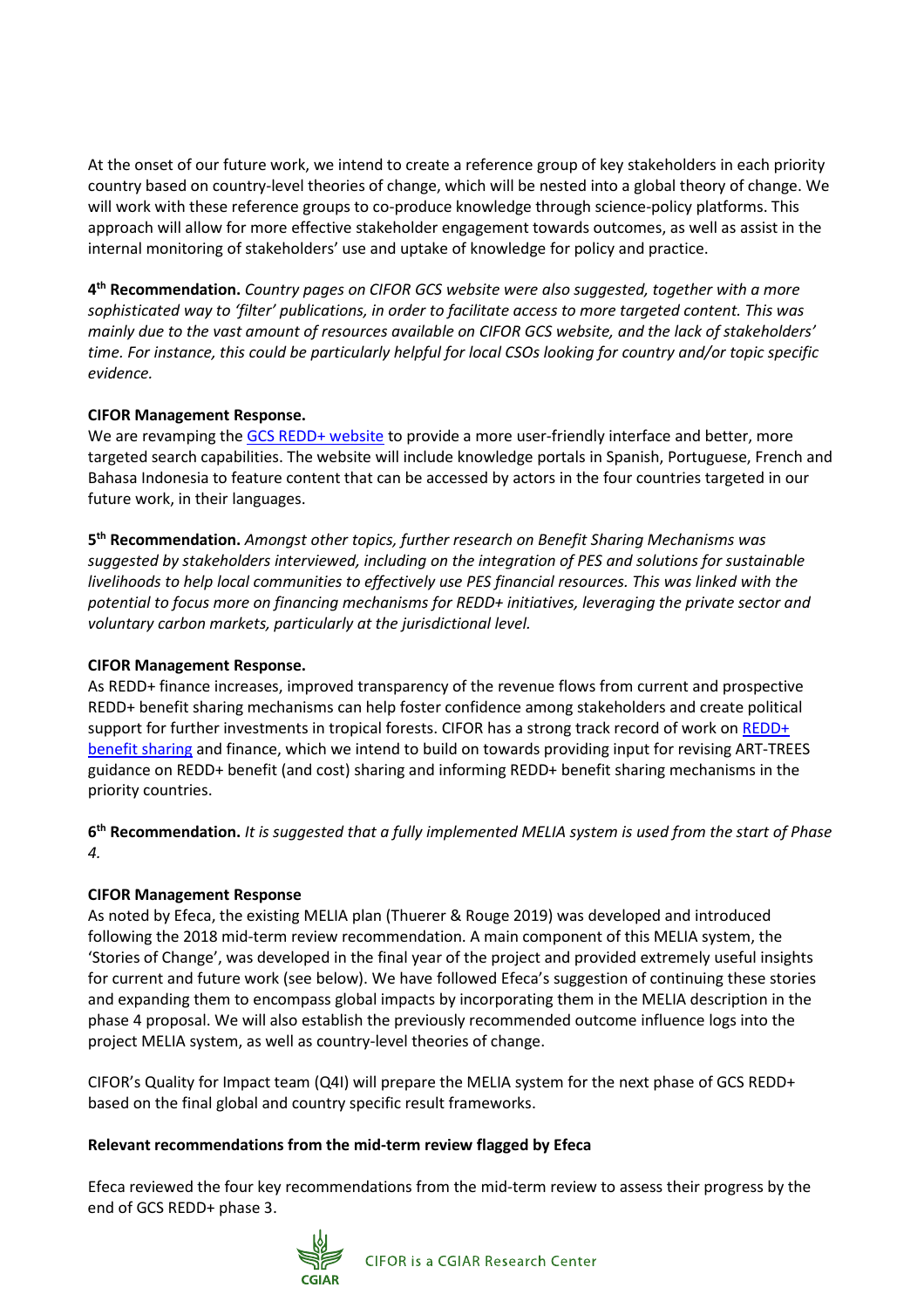At the onset of our future work, we intend to create a reference group of key stakeholders in each priority country based on country-level theories of change, which will be nested into a global theory of change. We will work with these reference groups to co-produce knowledge through science-policy platforms. This approach will allow for more effective stakeholder engagement towards outcomes, as well as assist in the internal monitoring of stakeholders' use and uptake of knowledge for policy and practice.

**4th Recommendation.** *Country pages on CIFOR GCS website were also suggested, together with a more sophisticated way to 'filter' publications, in order to facilitate access to more targeted content. This was mainly due to the vast amount of resources available on CIFOR GCS website, and the lack of stakeholders' time. For instance, this could be particularly helpful for local CSOs looking for country and/or topic specific evidence.*

**CIFOR Management Response.**
We are revamping the GCS REDD+ website to provide a more user-friendly interface and better, more targeted search capabilities. The website will include knowledge portals in Spanish, Portuguese, French and Bahasa Indonesia to feature content that can be accessed by actors in the four countries targeted in our future work, in their languages.

**5th Recommendation.** *Amongst other topics, further research on Benefit Sharing Mechanisms was suggested by stakeholders interviewed, including on the integration of PES and solutions for sustainable livelihoods to help local communities to effectively use PES financial resources. This was linked with the potential to focus more on financing mechanisms for REDD+ initiatives, leveraging the private sector and voluntary carbon markets, particularly at the jurisdictional level.*

**CIFOR Management Response.**
As REDD+ finance increases, improved transparency of the revenue flows from current and prospective REDD+ benefit sharing mechanisms can help foster confidence among stakeholders and create political support for further investments in tropical forests. CIFOR has a strong track record of work on REDD+ benefit sharing and finance, which we intend to build on towards providing input for revising ART-TREES guidance on REDD+ benefit (and cost) sharing and informing REDD+ benefit sharing mechanisms in the priority countries.

**6th Recommendation.** *It is suggested that a fully implemented MELIA system is used from the start of Phase 4.*

**CIFOR Management Response**
As noted by Efeca, the existing MELIA plan (Thuerer & Rouge 2019) was developed and introduced following the 2018 mid-term review recommendation. A main component of this MELIA system, the 'Stories of Change', was developed in the final year of the project and provided extremely useful insights for current and future work (see below). We have followed Efeca's suggestion of continuing these stories and expanding them to encompass global impacts by incorporating them in the MELIA description in the phase 4 proposal. We will also establish the previously recommended outcome influence logs into the project MELIA system, as well as country-level theories of change.

CIFOR's Quality for Impact team (Q4I) will prepare the MELIA system for the next phase of GCS REDD+ based on the final global and country specific result frameworks.

**Relevant recommendations from the mid-term review flagged by Efeca**

Efeca reviewed the four key recommendations from the mid-term review to assess their progress by the end of GCS REDD+ phase 3.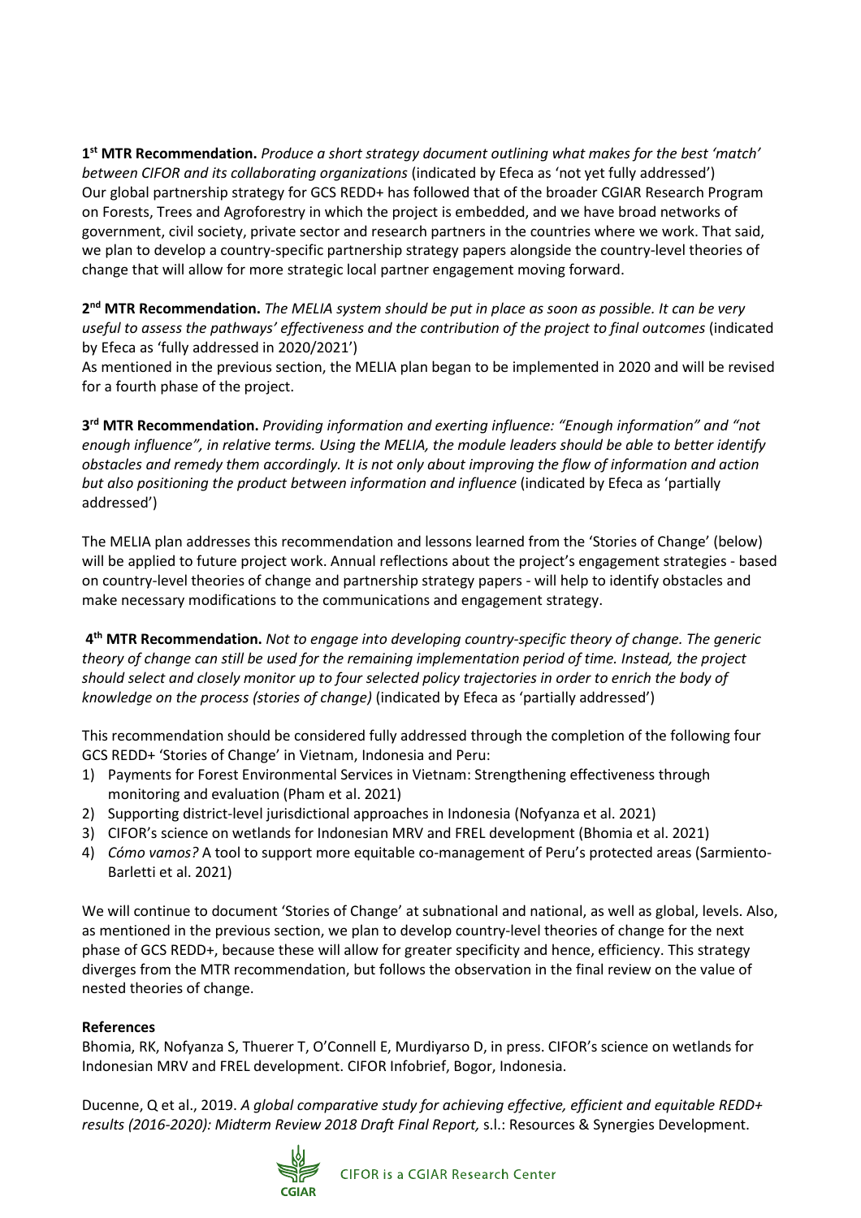**1st MTR Recommendation.** *Produce a short strategy document outlining what makes for the best 'match' between CIFOR and its collaborating organizations* (indicated by Efeca as 'not yet fully addressed')
Our global partnership strategy for GCS REDD+ has followed that of the broader CGIAR Research Program on Forests, Trees and Agroforestry in which the project is embedded, and we have broad networks of government, civil society, private sector and research partners in the countries where we work. That said, we plan to develop a country-specific partnership strategy papers alongside the country-level theories of change that will allow for more strategic local partner engagement moving forward.

**2nd MTR Recommendation.** *The MELIA system should be put in place as soon as possible. It can be very useful to assess the pathways' effectiveness and the contribution of the project to final outcomes* (indicated by Efeca as 'fully addressed in 2020/2021')
As mentioned in the previous section, the MELIA plan began to be implemented in 2020 and will be revised for a fourth phase of the project.

**3rd MTR Recommendation.** *Providing information and exerting influence: "Enough information" and "not enough influence", in relative terms. Using the MELIA, the module leaders should be able to better identify obstacles and remedy them accordingly. It is not only about improving the flow of information and action but also positioning the product between information and influence* (indicated by Efeca as 'partially addressed')

The MELIA plan addresses this recommendation and lessons learned from the 'Stories of Change' (below) will be applied to future project work. Annual reflections about the project's engagement strategies - based on country-level theories of change and partnership strategy papers - will help to identify obstacles and make necessary modifications to the communications and engagement strategy.

**4th MTR Recommendation.** *Not to engage into developing country-specific theory of change. The generic theory of change can still be used for the remaining implementation period of time. Instead, the project should select and closely monitor up to four selected policy trajectories in order to enrich the body of knowledge on the process (stories of change)* (indicated by Efeca as 'partially addressed')

This recommendation should be considered fully addressed through the completion of the following four GCS REDD+ 'Stories of Change' in Vietnam, Indonesia and Peru:

1) Payments for Forest Environmental Services in Vietnam: Strengthening effectiveness through monitoring and evaluation (Pham et al. 2021)
2) Supporting district-level jurisdictional approaches in Indonesia (Nofyanza et al. 2021)
3) CIFOR's science on wetlands for Indonesian MRV and FREL development (Bhomia et al. 2021)
4) *Cómo vamos?* A tool to support more equitable co-management of Peru's protected areas (Sarmiento-Barletti et al. 2021)

We will continue to document 'Stories of Change' at subnational and national, as well as global, levels. Also, as mentioned in the previous section, we plan to develop country-level theories of change for the next phase of GCS REDD+, because these will allow for greater specificity and hence, efficiency. This strategy diverges from the MTR recommendation, but follows the observation in the final review on the value of nested theories of change.

**References**

Bhomia, RK, Nofyanza S, Thuerer T, O'Connell E, Murdiyarso D, in press. CIFOR's science on wetlands for Indonesian MRV and FREL development. CIFOR Infobrief, Bogor, Indonesia.

Ducenne, Q et al., 2019. *A global comparative study for achieving effective, efficient and equitable REDD+ results (2016-2020): Midterm Review 2018 Draft Final Report,* s.l.: Resources & Synergies Development.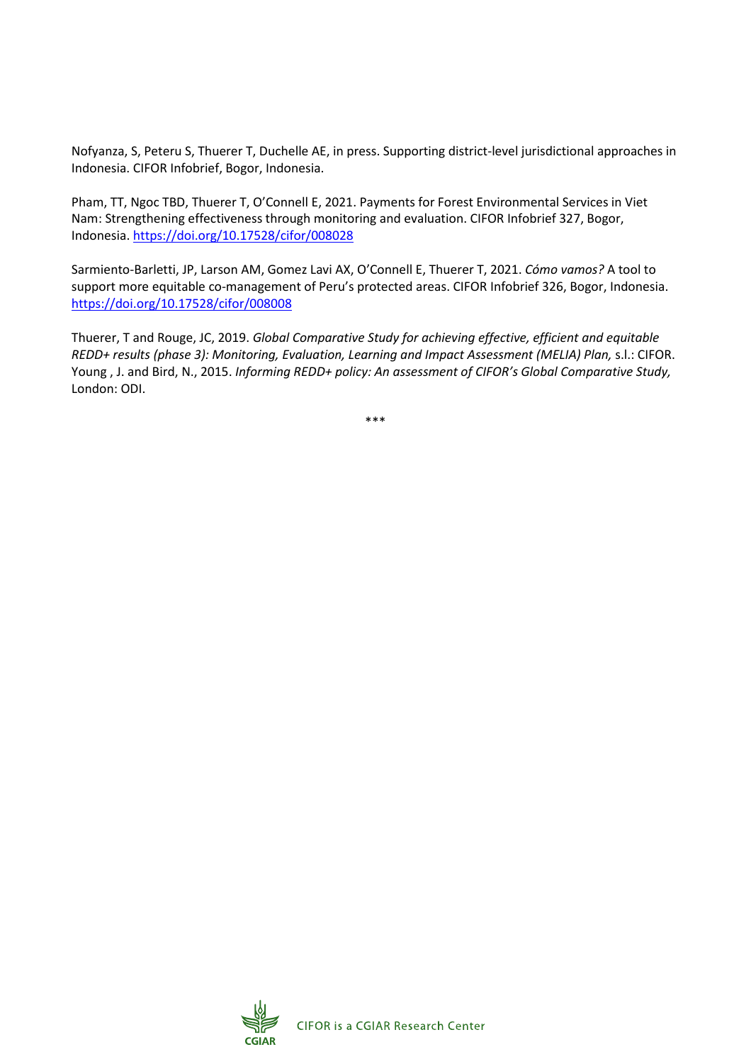Nofyanza, S, Peteru S, Thuerer T, Duchelle AE, in press. Supporting district-level jurisdictional approaches in Indonesia. CIFOR Infobrief, Bogor, Indonesia.

Pham, TT, Ngoc TBD, Thuerer T, O'Connell E, 2021. Payments for Forest Environmental Services in Viet Nam: Strengthening effectiveness through monitoring and evaluation. CIFOR Infobrief 327, Bogor, Indonesia. https://doi.org/10.17528/cifor/008028

Sarmiento-Barletti, JP, Larson AM, Gomez Lavi AX, O'Connell E, Thuerer T, 2021. *Cómo vamos?* A tool to support more equitable co-management of Peru's protected areas. CIFOR Infobrief 326, Bogor, Indonesia. https://doi.org/10.17528/cifor/008008

Thuerer, T and Rouge, JC, 2019. *Global Comparative Study for achieving effective, efficient and equitable REDD+ results (phase 3): Monitoring, Evaluation, Learning and Impact Assessment (MELIA) Plan,* s.l.: CIFOR.
Young , J. and Bird, N., 2015. *Informing REDD+ policy: An assessment of CIFOR's Global Comparative Study,* London: ODI.

***

CIFOR is a CGIAR Research Center